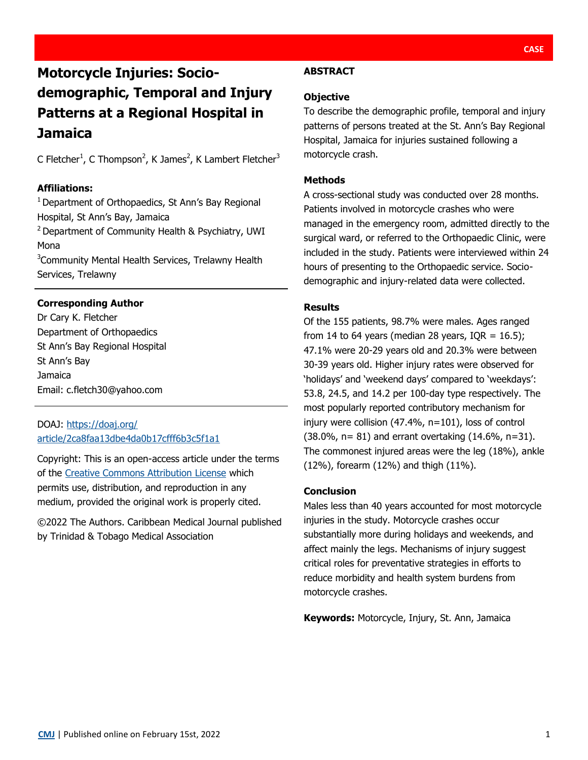CASE

# Motorcycle Injuries: Socio-demographic, Temporal and Injury Patterns at a Regional Hospital in Jamaica

C Fletcher[1], C Thompson[2], K James[2], K Lambert Fletcher[3]

**Affiliations:**

[1] Department of Orthopaedics, St Ann's Bay Regional Hospital, St Ann's Bay, Jamaica

[2] Department of Community Health & Psychiatry, UWI Mona

[3] Community Mental Health Services, Trelawny Health Services, Trelawny

**Corresponding Author**

Dr Cary K. Fletcher
Department of Orthopaedics
St Ann's Bay Regional Hospital
St Ann's Bay
Jamaica
Email: c.fletch30@yahoo.com

DOAJ: https://doaj.org/article/2ca8faa13dbe4da0b17cfff6b3c5f1a1

Copyright: This is an open-access article under the terms of the Creative Commons Attribution License which permits use, distribution, and reproduction in any medium, provided the original work is properly cited.

©2022 The Authors. Caribbean Medical Journal published by Trinidad & Tobago Medical Association

## ABSTRACT

### Objective

To describe the demographic profile, temporal and injury patterns of persons treated at the St. Ann's Bay Regional Hospital, Jamaica for injuries sustained following a motorcycle crash.

### Methods

A cross-sectional study was conducted over 28 months. Patients involved in motorcycle crashes who were managed in the emergency room, admitted directly to the surgical ward, or referred to the Orthopaedic Clinic, were included in the study. Patients were interviewed within 24 hours of presenting to the Orthopaedic service. Socio-demographic and injury-related data were collected.

### Results

Of the 155 patients, 98.7% were males. Ages ranged from 14 to 64 years (median 28 years, IQR = 16.5); 47.1% were 20-29 years old and 20.3% were between 30-39 years old. Higher injury rates were observed for 'holidays' and 'weekend days' compared to 'weekdays': 53.8, 24.5, and 14.2 per 100-day type respectively. The most popularly reported contributory mechanism for injury were collision (47.4%, n=101), loss of control (38.0%, n= 81) and errant overtaking (14.6%, n=31). The commonest injured areas were the leg (18%), ankle (12%), forearm (12%) and thigh (11%).

### Conclusion

Males less than 40 years accounted for most motorcycle injuries in the study. Motorcycle crashes occur substantially more during holidays and weekends, and affect mainly the legs. Mechanisms of injury suggest critical roles for preventative strategies in efforts to reduce morbidity and health system burdens from motorcycle crashes.

**Keywords:** Motorcycle, Injury, St. Ann, Jamaica

CMJ | Published online on February 15st, 2022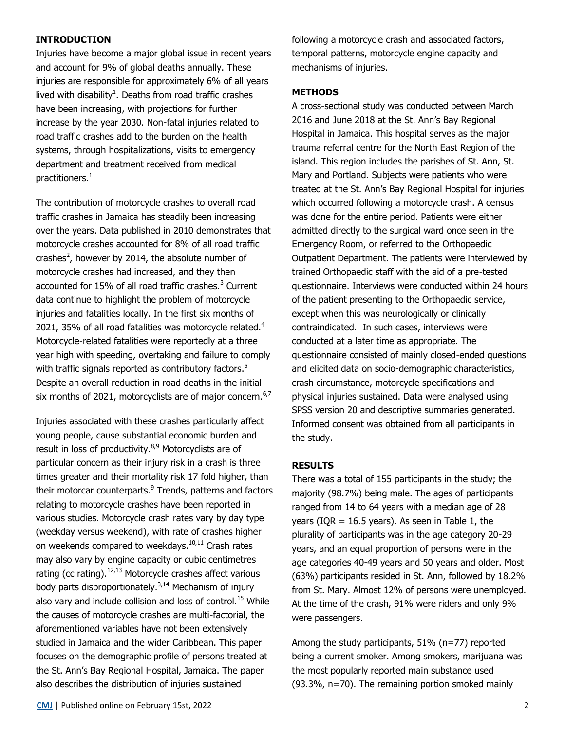## INTRODUCTION

Injuries have become a major global issue in recent years and account for 9% of global deaths annually. These injuries are responsible for approximately 6% of all years lived with disability[1]. Deaths from road traffic crashes have been increasing, with projections for further increase by the year 2030. Non-fatal injuries related to road traffic crashes add to the burden on the health systems, through hospitalizations, visits to emergency department and treatment received from medical practitioners.[1]

The contribution of motorcycle crashes to overall road traffic crashes in Jamaica has steadily been increasing over the years. Data published in 2010 demonstrates that motorcycle crashes accounted for 8% of all road traffic crashes[2], however by 2014, the absolute number of motorcycle crashes had increased, and they then accounted for 15% of all road traffic crashes.[3] Current data continue to highlight the problem of motorcycle injuries and fatalities locally. In the first six months of 2021, 35% of all road fatalities was motorcycle related.[4] Motorcycle-related fatalities were reportedly at a three year high with speeding, overtaking and failure to comply with traffic signals reported as contributory factors.[5] Despite an overall reduction in road deaths in the initial six months of 2021, motorcyclists are of major concern.[6,7]

Injuries associated with these crashes particularly affect young people, cause substantial economic burden and result in loss of productivity.[8,9] Motorcyclists are of particular concern as their injury risk in a crash is three times greater and their mortality risk 17 fold higher, than their motorcar counterparts.[9] Trends, patterns and factors relating to motorcycle crashes have been reported in various studies. Motorcycle crash rates vary by day type (weekday versus weekend), with rate of crashes higher on weekends compared to weekdays.[10,11] Crash rates may also vary by engine capacity or cubic centimetres rating (cc rating).[12,13] Motorcycle crashes affect various body parts disproportionately.[3,14] Mechanism of injury also vary and include collision and loss of control.[15] While the causes of motorcycle crashes are multi-factorial, the aforementioned variables have not been extensively studied in Jamaica and the wider Caribbean. This paper focuses on the demographic profile of persons treated at the St. Ann's Bay Regional Hospital, Jamaica. The paper also describes the distribution of injuries sustained following a motorcycle crash and associated factors, temporal patterns, motorcycle engine capacity and mechanisms of injuries.

## METHODS

A cross-sectional study was conducted between March 2016 and June 2018 at the St. Ann's Bay Regional Hospital in Jamaica. This hospital serves as the major trauma referral centre for the North East Region of the island. This region includes the parishes of St. Ann, St. Mary and Portland. Subjects were patients who were treated at the St. Ann's Bay Regional Hospital for injuries which occurred following a motorcycle crash. A census was done for the entire period. Patients were either admitted directly to the surgical ward once seen in the Emergency Room, or referred to the Orthopaedic Outpatient Department. The patients were interviewed by trained Orthopaedic staff with the aid of a pre-tested questionnaire. Interviews were conducted within 24 hours of the patient presenting to the Orthopaedic service, except when this was neurologically or clinically contraindicated. In such cases, interviews were conducted at a later time as appropriate. The questionnaire consisted of mainly closed-ended questions and elicited data on socio-demographic characteristics, crash circumstance, motorcycle specifications and physical injuries sustained. Data were analysed using SPSS version 20 and descriptive summaries generated. Informed consent was obtained from all participants in the study.

## RESULTS

There was a total of 155 participants in the study; the majority (98.7%) being male. The ages of participants ranged from 14 to 64 years with a median age of 28 years (IQR = 16.5 years). As seen in Table 1, the plurality of participants was in the age category 20-29 years, and an equal proportion of persons were in the age categories 40-49 years and 50 years and older. Most (63%) participants resided in St. Ann, followed by 18.2% from St. Mary. Almost 12% of persons were unemployed. At the time of the crash, 91% were riders and only 9% were passengers.

Among the study participants, 51% (n=77) reported being a current smoker. Among smokers, marijuana was the most popularly reported main substance used (93.3%, n=70). The remaining portion smoked mainly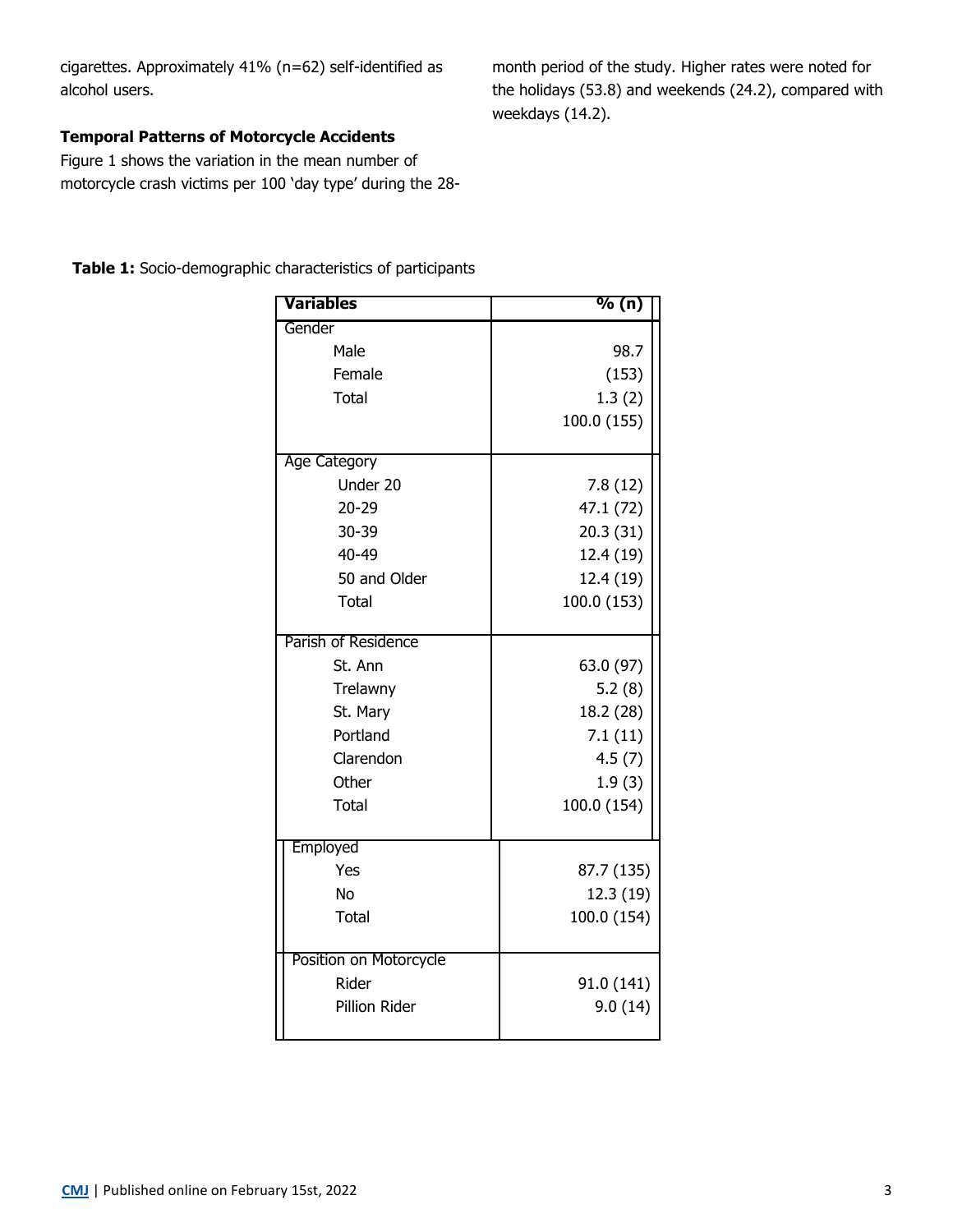cigarettes. Approximately 41% (n=62) self-identified as alcohol users.

### Temporal Patterns of Motorcycle Accidents

Figure 1 shows the variation in the mean number of motorcycle crash victims per 100 'day type' during the 28-month period of the study. Higher rates were noted for the holidays (53.8) and weekends (24.2), compared with weekdays (14.2).

**Table 1:** Socio-demographic characteristics of participants

| Variables | % (n) |
|---|---|
| Gender | |
| Male | 98.7 |
| Female | (153) |
| Total | 1.3 (2) |
| | 100.0 (155) |
| Age Category | |
| Under 20 | 7.8 (12) |
| 20-29 | 47.1 (72) |
| 30-39 | 20.3 (31) |
| 40-49 | 12.4 (19) |
| 50 and Older | 12.4 (19) |
| Total | 100.0 (153) |
| Parish of Residence | |
| St. Ann | 63.0 (97) |
| Trelawny | 5.2 (8) |
| St. Mary | 18.2 (28) |
| Portland | 7.1 (11) |
| Clarendon | 4.5 (7) |
| Other | 1.9 (3) |
| Total | 100.0 (154) |
| Employed | |
| Yes | 87.7 (135) |
| No | 12.3 (19) |
| Total | 100.0 (154) |
| Position on Motorcycle | |
| Rider | 91.0 (141) |
| Pillion Rider | 9.0 (14) |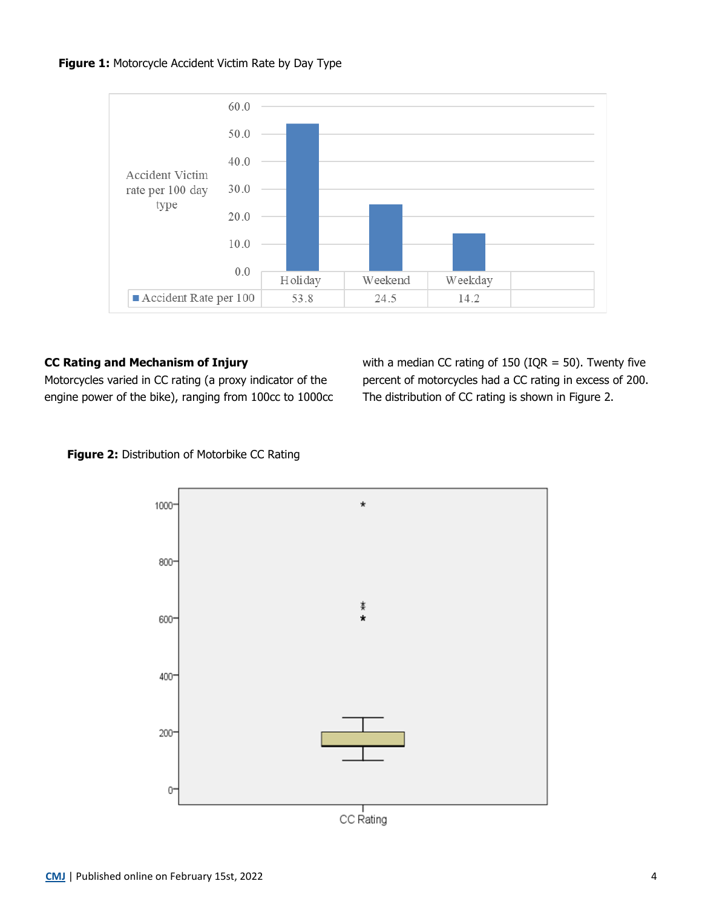**Figure 1:** Motorcycle Accident Victim Rate by Day Type

Accident Victim rate per 100 day type

60.0
50.0
40.0
30.0
20.0
10.0
0.0

Holiday
Weekend
Weekday

Accident Rate per 100
53.8
24.5
14.2

### CC Rating and Mechanism of Injury

Motorcycles varied in CC rating (a proxy indicator of the engine power of the bike), ranging from 100cc to 1000cc with a median CC rating of 150 (IQR = 50). Twenty five percent of motorcycles had a CC rating in excess of 200. The distribution of CC rating is shown in Figure 2.

**Figure 2:** Distribution of Motorbike CC Rating

1000
800
600
400
200
0

CC Rating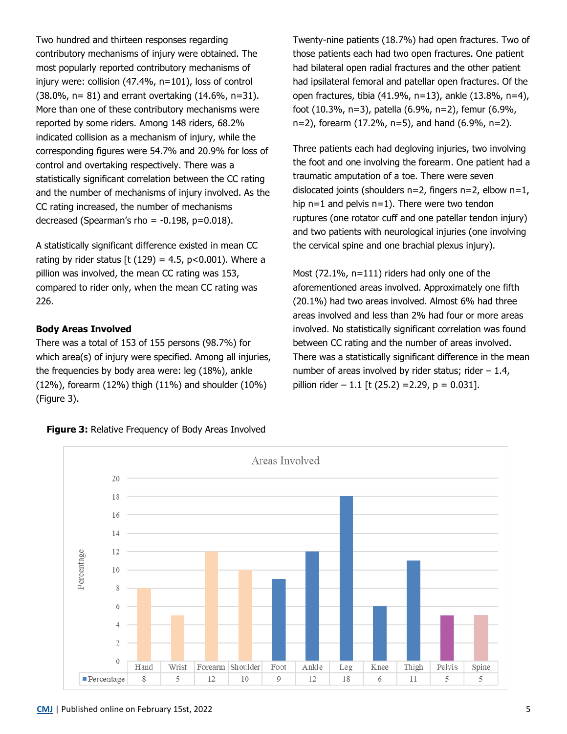Two hundred and thirteen responses regarding contributory mechanisms of injury were obtained. The most popularly reported contributory mechanisms of injury were: collision (47.4%, n=101), loss of control (38.0%, n= 81) and errant overtaking (14.6%, n=31). More than one of these contributory mechanisms were reported by some riders. Among 148 riders, 68.2% indicated collision as a mechanism of injury, while the corresponding figures were 54.7% and 20.9% for loss of control and overtaking respectively. There was a statistically significant correlation between the CC rating and the number of mechanisms of injury involved. As the CC rating increased, the number of mechanisms decreased (Spearman's rho = -0.198, p=0.018).

A statistically significant difference existed in mean CC rating by rider status [t (129) = 4.5, p<0.001). Where a pillion was involved, the mean CC rating was 153, compared to rider only, when the mean CC rating was 226.

**Body Areas Involved**

There was a total of 153 of 155 persons (98.7%) for which area(s) of injury were specified. Among all injuries, the frequencies by body area were: leg (18%), ankle (12%), forearm (12%) thigh (11%) and shoulder (10%) (Figure 3).

Twenty-nine patients (18.7%) had open fractures. Two of those patients each had two open fractures. One patient had bilateral open radial fractures and the other patient had ipsilateral femoral and patellar open fractures. Of the open fractures, tibia (41.9%, n=13), ankle (13.8%, n=4), foot (10.3%, n=3), patella (6.9%, n=2), femur (6.9%, n=2), forearm (17.2%, n=5), and hand (6.9%, n=2).

Three patients each had degloving injuries, two involving the foot and one involving the forearm. One patient had a traumatic amputation of a toe. There were seven dislocated joints (shoulders n=2, fingers n=2, elbow n=1, hip n=1 and pelvis n=1). There were two tendon ruptures (one rotator cuff and one patellar tendon injury) and two patients with neurological injuries (one involving the cervical spine and one brachial plexus injury).

Most (72.1%, n=111) riders had only one of the aforementioned areas involved. Approximately one fifth (20.1%) had two areas involved. Almost 6% had three areas involved and less than 2% had four or more areas involved. No statistically significant correlation was found between CC rating and the number of areas involved. There was a statistically significant difference in the mean number of areas involved by rider status; rider – 1.4, pillion rider – 1.1 [t (25.2) =2.29, p = 0.031].

**Figure 3:** Relative Frequency of Body Areas Involved

Areas Involved

Percentage

0 2 4 6 8 10 12 14 16 18 20

Hand, Wrist, Forearm, Shoulder, Foot, Ankle, Leg, Knee, Thigh, Pelvis, Spine

Percentage: 8, 5, 12, 10, 9, 12, 18, 6, 11, 5, 5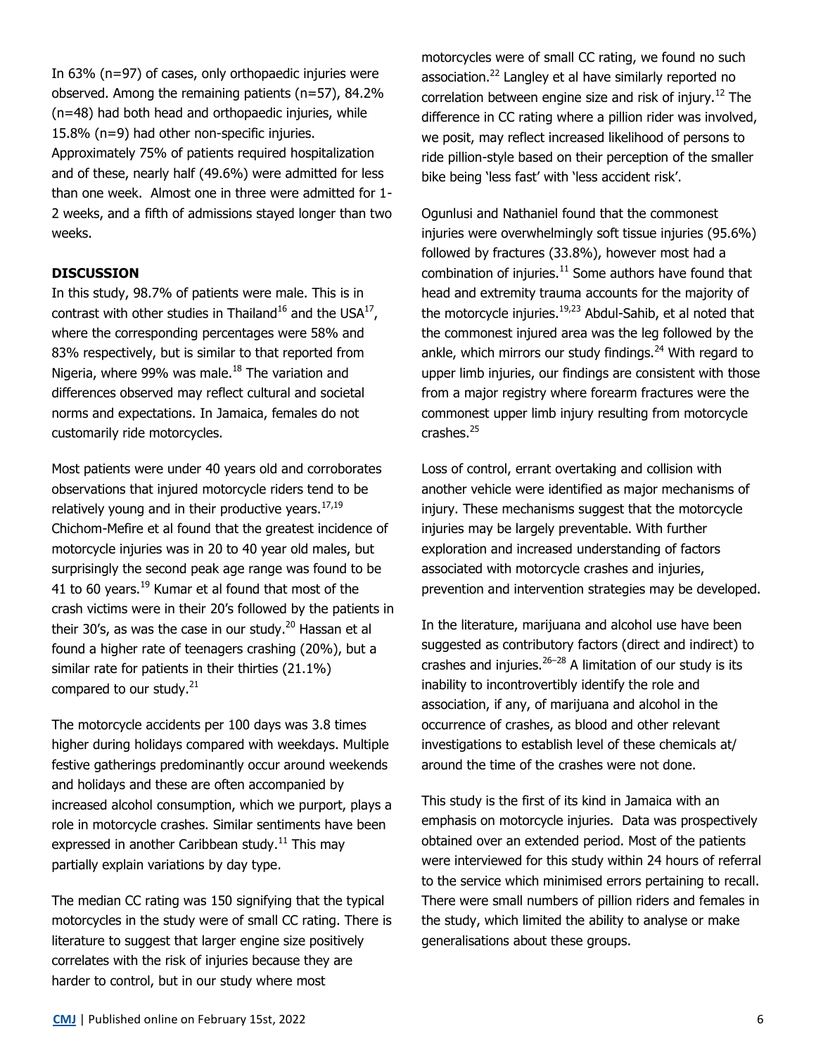In 63% (n=97) of cases, only orthopaedic injuries were observed. Among the remaining patients (n=57), 84.2% (n=48) had both head and orthopaedic injuries, while 15.8% (n=9) had other non-specific injuries. Approximately 75% of patients required hospitalization and of these, nearly half (49.6%) were admitted for less than one week. Almost one in three were admitted for 1-2 weeks, and a fifth of admissions stayed longer than two weeks.

## DISCUSSION

In this study, 98.7% of patients were male. This is in contrast with other studies in Thailand[16] and the USA[17], where the corresponding percentages were 58% and 83% respectively, but is similar to that reported from Nigeria, where 99% was male.[18] The variation and differences observed may reflect cultural and societal norms and expectations. In Jamaica, females do not customarily ride motorcycles.

Most patients were under 40 years old and corroborates observations that injured motorcycle riders tend to be relatively young and in their productive years.[17,19] Chichom-Mefire et al found that the greatest incidence of motorcycle injuries was in 20 to 40 year old males, but surprisingly the second peak age range was found to be 41 to 60 years.[19] Kumar et al found that most of the crash victims were in their 20's followed by the patients in their 30's, as was the case in our study.[20] Hassan et al found a higher rate of teenagers crashing (20%), but a similar rate for patients in their thirties (21.1%) compared to our study.[21]

The motorcycle accidents per 100 days was 3.8 times higher during holidays compared with weekdays. Multiple festive gatherings predominantly occur around weekends and holidays and these are often accompanied by increased alcohol consumption, which we purport, plays a role in motorcycle crashes. Similar sentiments have been expressed in another Caribbean study.[11] This may partially explain variations by day type.

The median CC rating was 150 signifying that the typical motorcycles in the study were of small CC rating. There is literature to suggest that larger engine size positively correlates with the risk of injuries because they are harder to control, but in our study where most motorcycles were of small CC rating, we found no such association.[22] Langley et al have similarly reported no correlation between engine size and risk of injury.[12] The difference in CC rating where a pillion rider was involved, we posit, may reflect increased likelihood of persons to ride pillion-style based on their perception of the smaller bike being 'less fast' with 'less accident risk'.

Ogunlusi and Nathaniel found that the commonest injuries were overwhelmingly soft tissue injuries (95.6%) followed by fractures (33.8%), however most had a combination of injuries.[11] Some authors have found that head and extremity trauma accounts for the majority of the motorcycle injuries.[19,23] Abdul-Sahib, et al noted that the commonest injured area was the leg followed by the ankle, which mirrors our study findings.[24] With regard to upper limb injuries, our findings are consistent with those from a major registry where forearm fractures were the commonest upper limb injury resulting from motorcycle crashes.[25]

Loss of control, errant overtaking and collision with another vehicle were identified as major mechanisms of injury. These mechanisms suggest that the motorcycle injuries may be largely preventable. With further exploration and increased understanding of factors associated with motorcycle crashes and injuries, prevention and intervention strategies may be developed.

In the literature, marijuana and alcohol use have been suggested as contributory factors (direct and indirect) to crashes and injuries.[26–28] A limitation of our study is its inability to incontrovertibly identify the role and association, if any, of marijuana and alcohol in the occurrence of crashes, as blood and other relevant investigations to establish level of these chemicals at/around the time of the crashes were not done.

This study is the first of its kind in Jamaica with an emphasis on motorcycle injuries. Data was prospectively obtained over an extended period. Most of the patients were interviewed for this study within 24 hours of referral to the service which minimised errors pertaining to recall. There were small numbers of pillion riders and females in the study, which limited the ability to analyse or make generalisations about these groups.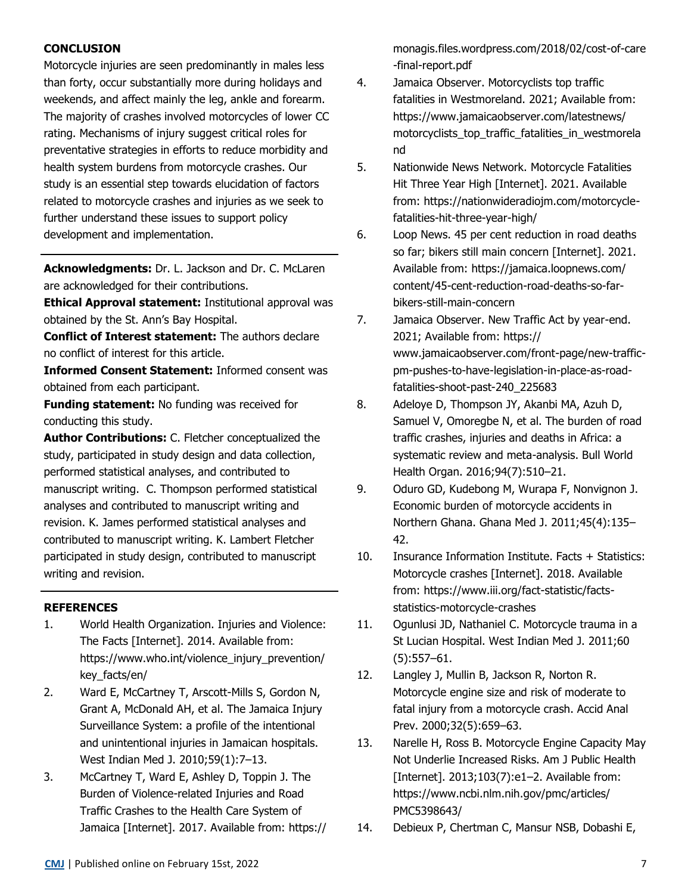## CONCLUSION

Motorcycle injuries are seen predominantly in males less than forty, occur substantially more during holidays and weekends, and affect mainly the leg, ankle and forearm. The majority of crashes involved motorcycles of lower CC rating. Mechanisms of injury suggest critical roles for preventative strategies in efforts to reduce morbidity and health system burdens from motorcycle crashes. Our study is an essential step towards elucidation of factors related to motorcycle crashes and injuries as we seek to further understand these issues to support policy development and implementation.

**Acknowledgments:** Dr. L. Jackson and Dr. C. McLaren are acknowledged for their contributions.

**Ethical Approval statement:** Institutional approval was obtained by the St. Ann's Bay Hospital.

**Conflict of Interest statement:** The authors declare no conflict of interest for this article.

**Informed Consent Statement:** Informed consent was obtained from each participant.

**Funding statement:** No funding was received for conducting this study.

**Author Contributions:** C. Fletcher conceptualized the study, participated in study design and data collection, performed statistical analyses, and contributed to manuscript writing. C. Thompson performed statistical analyses and contributed to manuscript writing and revision. K. James performed statistical analyses and contributed to manuscript writing. K. Lambert Fletcher participated in study design, contributed to manuscript writing and revision.

## REFERENCES

1. World Health Organization. Injuries and Violence: The Facts [Internet]. 2014. Available from: https://www.who.int/violence_injury_prevention/key_facts/en/
2. Ward E, McCartney T, Arscott-Mills S, Gordon N, Grant A, McDonald AH, et al. The Jamaica Injury Surveillance System: a profile of the intentional and unintentional injuries in Jamaican hospitals. West Indian Med J. 2010;59(1):7–13.
3. McCartney T, Ward E, Ashley D, Toppin J. The Burden of Violence-related Injuries and Road Traffic Crashes to the Health Care System of Jamaica [Internet]. 2017. Available from: https://monagis.files.wordpress.com/2018/02/cost-of-care-final-report.pdf
4. Jamaica Observer. Motorcyclists top traffic fatalities in Westmoreland. 2021; Available from: https://www.jamaicaobserver.com/latestnews/motorcyclists_top_traffic_fatalities_in_westmoreland
5. Nationwide News Network. Motorcycle Fatalities Hit Three Year High [Internet]. 2021. Available from: https://nationwideradiojm.com/motorcycle-fatalities-hit-three-year-high/
6. Loop News. 45 per cent reduction in road deaths so far; bikers still main concern [Internet]. 2021. Available from: https://jamaica.loopnews.com/content/45-cent-reduction-road-deaths-so-far-bikers-still-main-concern
7. Jamaica Observer. New Traffic Act by year-end. 2021; Available from: https://www.jamaicaobserver.com/front-page/new-traffic-pm-pushes-to-have-legislation-in-place-as-road-fatalities-shoot-past-240_225683
8. Adeloye D, Thompson JY, Akanbi MA, Azuh D, Samuel V, Omoregbe N, et al. The burden of road traffic crashes, injuries and deaths in Africa: a systematic review and meta-analysis. Bull World Health Organ. 2016;94(7):510–21.
9. Oduro GD, Kudebong M, Wurapa F, Nonvignon J. Economic burden of motorcycle accidents in Northern Ghana. Ghana Med J. 2011;45(4):135–42.
10. Insurance Information Institute. Facts + Statistics: Motorcycle crashes [Internet]. 2018. Available from: https://www.iii.org/fact-statistic/facts-statistics-motorcycle-crashes
11. Ogunlusi JD, Nathaniel C. Motorcycle trauma in a St Lucian Hospital. West Indian Med J. 2011;60(5):557–61.
12. Langley J, Mullin B, Jackson R, Norton R. Motorcycle engine size and risk of moderate to fatal injury from a motorcycle crash. Accid Anal Prev. 2000;32(5):659–63.
13. Narelle H, Ross B. Motorcycle Engine Capacity May Not Underlie Increased Risks. Am J Public Health [Internet]. 2013;103(7):e1–2. Available from: https://www.ncbi.nlm.nih.gov/pmc/articles/PMC5398643/
14. Debieux P, Chertman C, Mansur NSB, Dobashi E,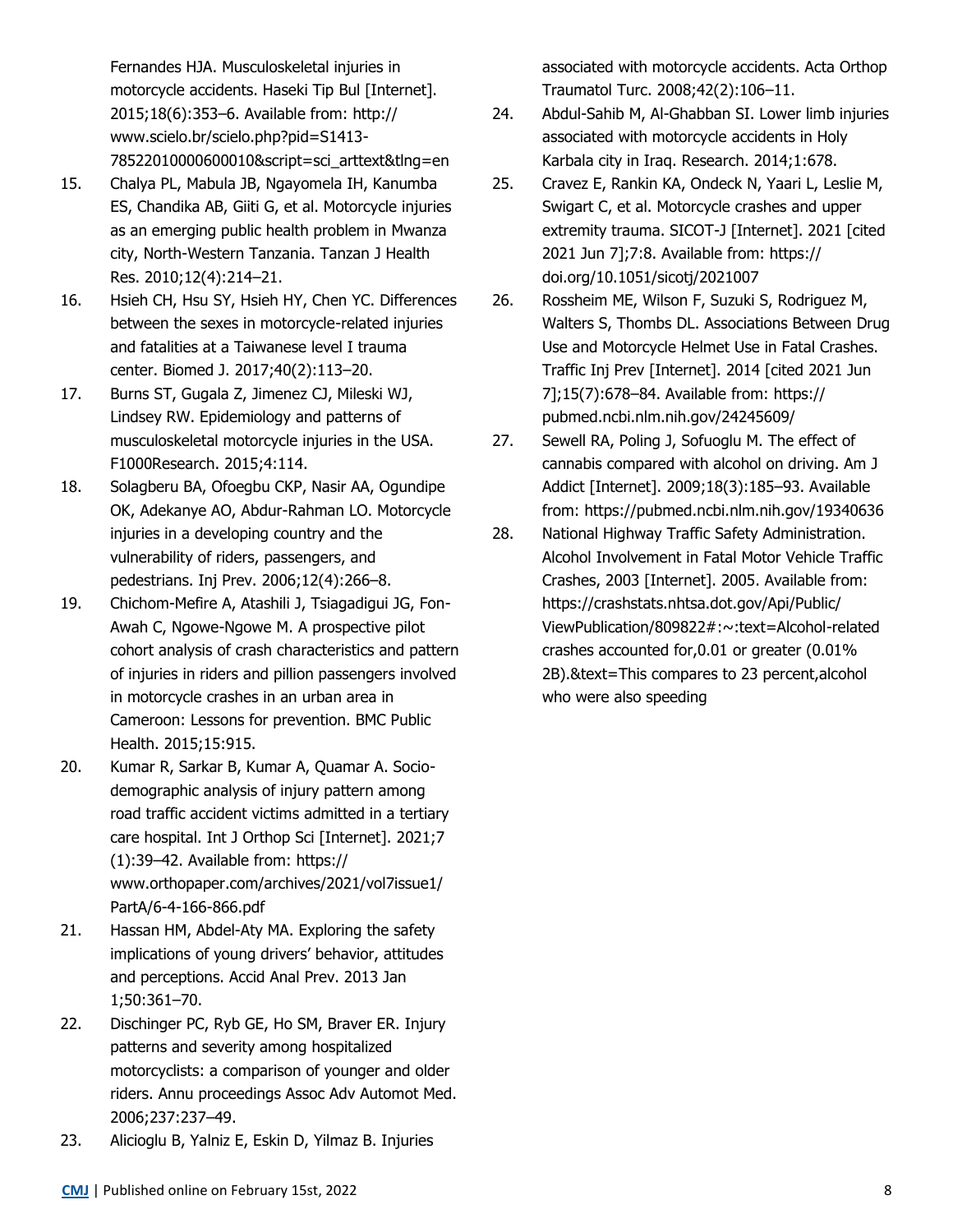Fernandes HJA. Musculoskeletal injuries in motorcycle accidents. Haseki Tip Bul [Internet]. 2015;18(6):353–6. Available from: http://www.scielo.br/scielo.php?pid=S1413-78522010000600010&script=sci_arttext&tlng=en

15. Chalya PL, Mabula JB, Ngayomela IH, Kanumba ES, Chandika AB, Giiti G, et al. Motorcycle injuries as an emerging public health problem in Mwanza city, North-Western Tanzania. Tanzan J Health Res. 2010;12(4):214–21.
16. Hsieh CH, Hsu SY, Hsieh HY, Chen YC. Differences between the sexes in motorcycle-related injuries and fatalities at a Taiwanese level I trauma center. Biomed J. 2017;40(2):113–20.
17. Burns ST, Gugala Z, Jimenez CJ, Mileski WJ, Lindsey RW. Epidemiology and patterns of musculoskeletal motorcycle injuries in the USA. F1000Research. 2015;4:114.
18. Solagberu BA, Ofoegbu CKP, Nasir AA, Ogundipe OK, Adekanye AO, Abdur-Rahman LO. Motorcycle injuries in a developing country and the vulnerability of riders, passengers, and pedestrians. Inj Prev. 2006;12(4):266–8.
19. Chichom-Mefire A, Atashili J, Tsiagadigui JG, Fon-Awah C, Ngowe-Ngowe M. A prospective pilot cohort analysis of crash characteristics and pattern of injuries in riders and pillion passengers involved in motorcycle crashes in an urban area in Cameroon: Lessons for prevention. BMC Public Health. 2015;15:915.
20. Kumar R, Sarkar B, Kumar A, Quamar A. Socio-demographic analysis of injury pattern among road traffic accident victims admitted in a tertiary care hospital. Int J Orthop Sci [Internet]. 2021;7(1):39–42. Available from: https://www.orthopaper.com/archives/2021/vol7issue1/PartA/6-4-166-866.pdf
21. Hassan HM, Abdel-Aty MA. Exploring the safety implications of young drivers' behavior, attitudes and perceptions. Accid Anal Prev. 2013 Jan 1;50:361–70.
22. Dischinger PC, Ryb GE, Ho SM, Braver ER. Injury patterns and severity among hospitalized motorcyclists: a comparison of younger and older riders. Annu proceedings Assoc Adv Automot Med. 2006;237:237–49.
23. Alicioglu B, Yalniz E, Eskin D, Yilmaz B. Injuries associated with motorcycle accidents. Acta Orthop Traumatol Turc. 2008;42(2):106–11.
24. Abdul-Sahib M, Al-Ghabban SI. Lower limb injuries associated with motorcycle accidents in Holy Karbala city in Iraq. Research. 2014;1:678.
25. Cravez E, Rankin KA, Ondeck N, Yaari L, Leslie M, Swigart C, et al. Motorcycle crashes and upper extremity trauma. SICOT-J [Internet]. 2021 [cited 2021 Jun 7];7:8. Available from: https://doi.org/10.1051/sicotj/2021007
26. Rossheim ME, Wilson F, Suzuki S, Rodriguez M, Walters S, Thombs DL. Associations Between Drug Use and Motorcycle Helmet Use in Fatal Crashes. Traffic Inj Prev [Internet]. 2014 [cited 2021 Jun 7];15(7):678–84. Available from: https://pubmed.ncbi.nlm.nih.gov/24245609/
27. Sewell RA, Poling J, Sofuoglu M. The effect of cannabis compared with alcohol on driving. Am J Addict [Internet]. 2009;18(3):185–93. Available from: https://pubmed.ncbi.nlm.nih.gov/19340636
28. National Highway Traffic Safety Administration. Alcohol Involvement in Fatal Motor Vehicle Traffic Crashes, 2003 [Internet]. 2005. Available from: https://crashstats.nhtsa.dot.gov/Api/Public/ViewPublication/809822#:~:text=Alcohol-related crashes accounted for,0.01 or greater (0.01% 2B).&text=This compares to 23 percent,alcohol who were also speeding